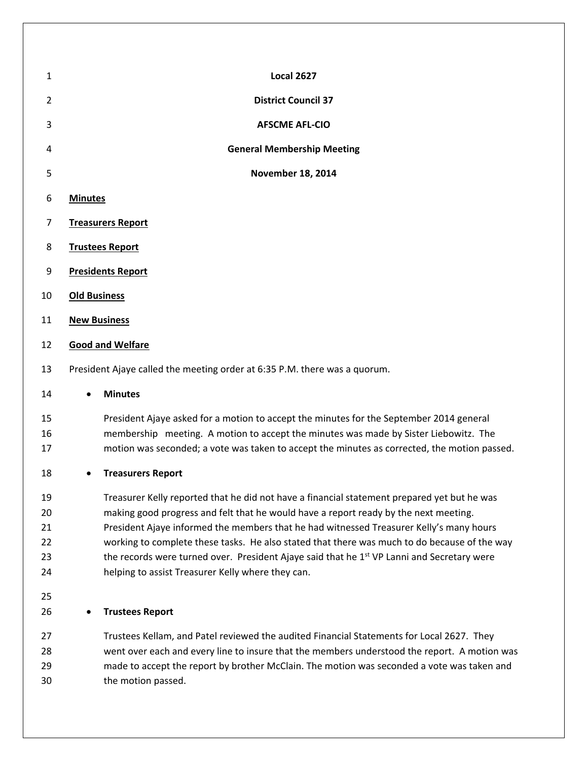**Local 2627**

**District Council 37**

**AFSCME AFL-CIO**

**General Membership Meeting**

**November 18, 2014**

**Minutes**

**Treasurers Report**

**Trustees Report**

**Presidents Report**

**Old Business**

**New Business**

**Good and Welfare**

President Ajaye called the meeting order at 6:35 P.M. there was a quorum.

- **Minutes**

  President Ajaye asked for a motion to accept the minutes for the September 2014 general membership meeting. A motion to accept the minutes was made by Sister Liebowitz. The motion was seconded; a vote was taken to accept the minutes as corrected, the motion passed.

- **Treasurers Report**

  Treasurer Kelly reported that he did not have a financial statement prepared yet but he was making good progress and felt that he would have a report ready by the next meeting. President Ajaye informed the members that he had witnessed Treasurer Kelly's many hours working to complete these tasks. He also stated that there was much to do because of the way the records were turned over. President Ajaye said that he 1st VP Lanni and Secretary were helping to assist Treasurer Kelly where they can.

- **Trustees Report**

  Trustees Kellam, and Patel reviewed the audited Financial Statements for Local 2627. They went over each and every line to insure that the members understood the report. A motion was made to accept the report by brother McClain. The motion was seconded a vote was taken and the motion passed.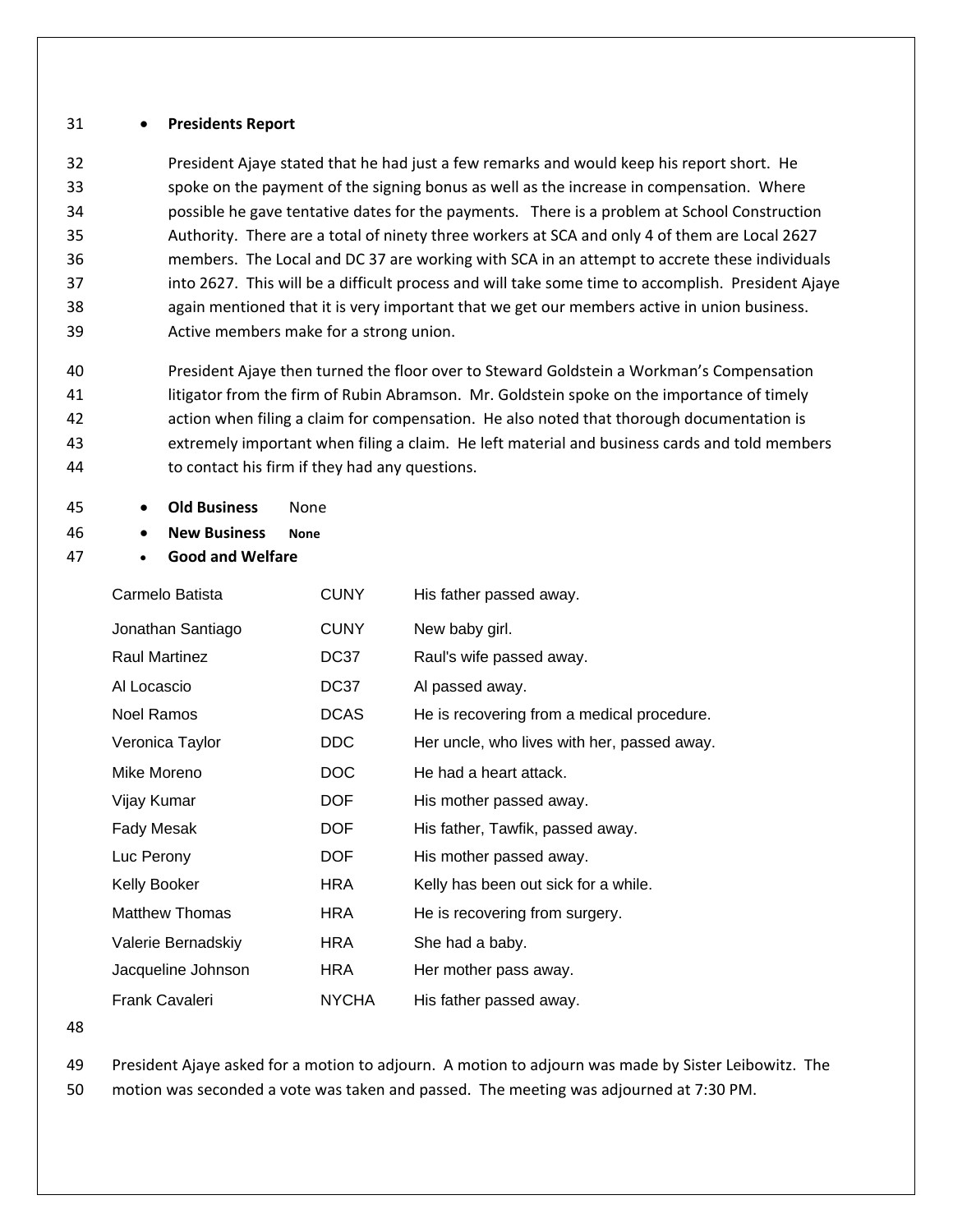- **Presidents Report**

  President Ajaye stated that he had just a few remarks and would keep his report short. He spoke on the payment of the signing bonus as well as the increase in compensation. Where possible he gave tentative dates for the payments. There is a problem at School Construction Authority. There are a total of ninety three workers at SCA and only 4 of them are Local 2627 members. The Local and DC 37 are working with SCA in an attempt to accrete these individuals into 2627. This will be a difficult process and will take some time to accomplish. President Ajaye again mentioned that it is very important that we get our members active in union business. Active members make for a strong union.

  President Ajaye then turned the floor over to Steward Goldstein a Workman's Compensation litigator from the firm of Rubin Abramson. Mr. Goldstein spoke on the importance of timely action when filing a claim for compensation. He also noted that thorough documentation is extremely important when filing a claim. He left material and business cards and told members to contact his firm if they had any questions.

- **Old Business** None
- **New Business** None
- **Good and Welfare**

| | | |
|---|---|---|
| Carmelo Batista | CUNY | His father passed away. |
| Jonathan Santiago | CUNY | New baby girl. |
| Raul Martinez | DC37 | Raul's wife passed away. |
| Al Locascio | DC37 | Al passed away. |
| Noel Ramos | DCAS | He is recovering from a medical procedure. |
| Veronica Taylor | DDC | Her uncle, who lives with her, passed away. |
| Mike Moreno | DOC | He had a heart attack. |
| Vijay Kumar | DOF | His mother passed away. |
| Fady Mesak | DOF | His father, Tawfik, passed away. |
| Luc Perony | DOF | His mother passed away. |
| Kelly Booker | HRA | Kelly has been out sick for a while. |
| Matthew Thomas | HRA | He is recovering from surgery. |
| Valerie Bernadskiy | HRA | She had a baby. |
| Jacqueline Johnson | HRA | Her mother pass away. |
| Frank Cavaleri | NYCHA | His father passed away. |

President Ajaye asked for a motion to adjourn. A motion to adjourn was made by Sister Leibowitz. The motion was seconded a vote was taken and passed. The meeting was adjourned at 7:30 PM.